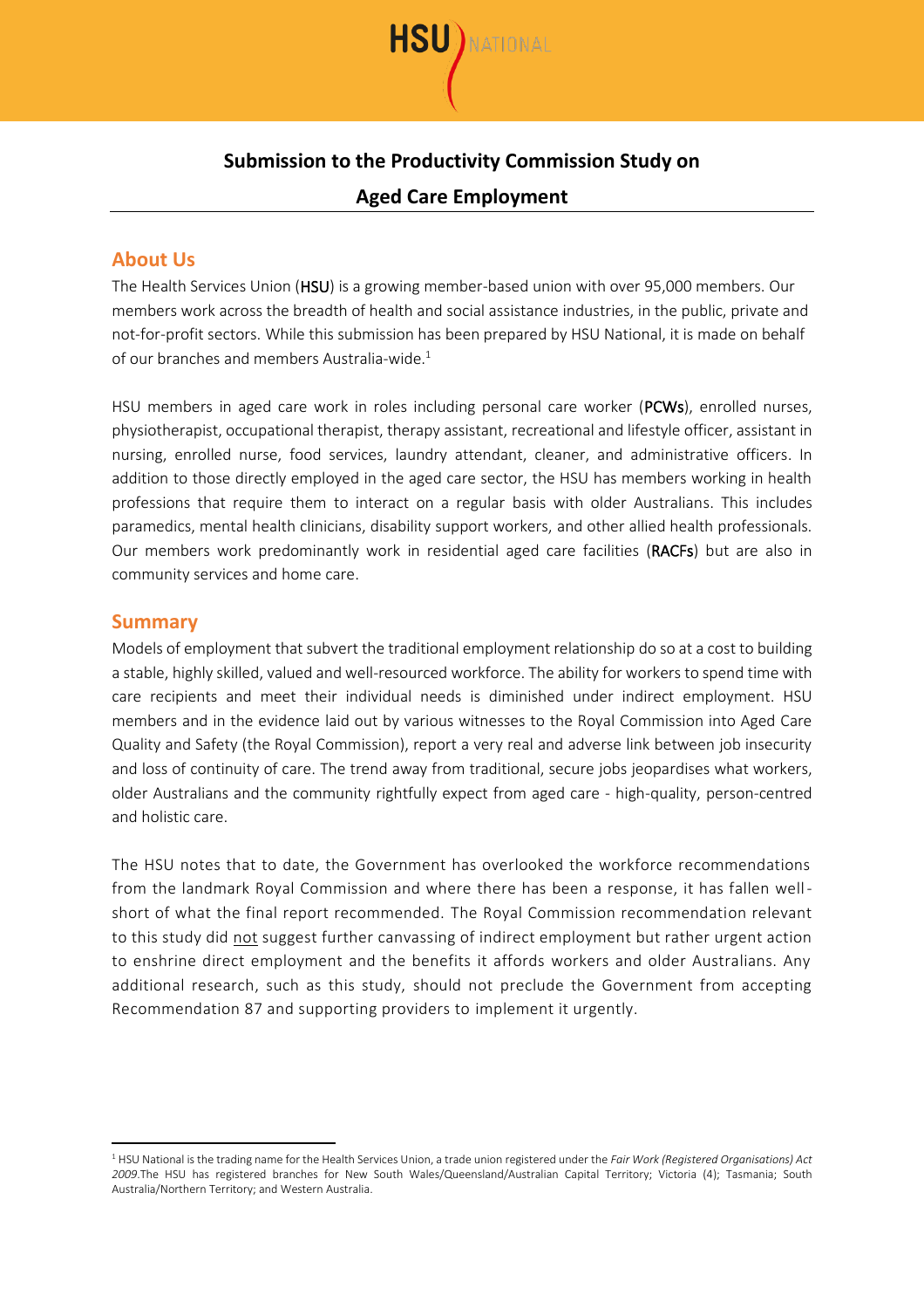# Submission to the Productivity Commission Study on Aged Care Employment

## About Us

The Health Services Union (**HSU**) is a growing member-based union with over 95,000 members. Our members work across the breadth of health and social assistance industries, in the public, private and not-for-profit sectors. While this submission has been prepared by HSU National, it is made on behalf of our branches and members Australia-wide.[1]

HSU members in aged care work in roles including personal care worker (**PCWs**), enrolled nurses, physiotherapist, occupational therapist, therapy assistant, recreational and lifestyle officer, assistant in nursing, enrolled nurse, food services, laundry attendant, cleaner, and administrative officers. In addition to those directly employed in the aged care sector, the HSU has members working in health professions that require them to interact on a regular basis with older Australians. This includes paramedics, mental health clinicians, disability support workers, and other allied health professionals. Our members work predominantly work in residential aged care facilities (**RACFs**) but are also in community services and home care.

## Summary

Models of employment that subvert the traditional employment relationship do so at a cost to building a stable, highly skilled, valued and well-resourced workforce. The ability for workers to spend time with care recipients and meet their individual needs is diminished under indirect employment. HSU members and in the evidence laid out by various witnesses to the Royal Commission into Aged Care Quality and Safety (the Royal Commission), report a very real and adverse link between job insecurity and loss of continuity of care. The trend away from traditional, secure jobs jeopardises what workers, older Australians and the community rightfully expect from aged care - high-quality, person-centred and holistic care.

The HSU notes that to date, the Government has overlooked the workforce recommendations from the landmark Royal Commission and where there has been a response, it has fallen well-short of what the final report recommended. The Royal Commission recommendation relevant to this study did not suggest further canvassing of indirect employment but rather urgent action to enshrine direct employment and the benefits it affords workers and older Australians. Any additional research, such as this study, should not preclude the Government from accepting Recommendation 87 and supporting providers to implement it urgently.

---

[1] HSU National is the trading name for the Health Services Union, a trade union registered under the *Fair Work (Registered Organisations) Act 2009*.The HSU has registered branches for New South Wales/Queensland/Australian Capital Territory; Victoria (4); Tasmania; South Australia/Northern Territory; and Western Australia.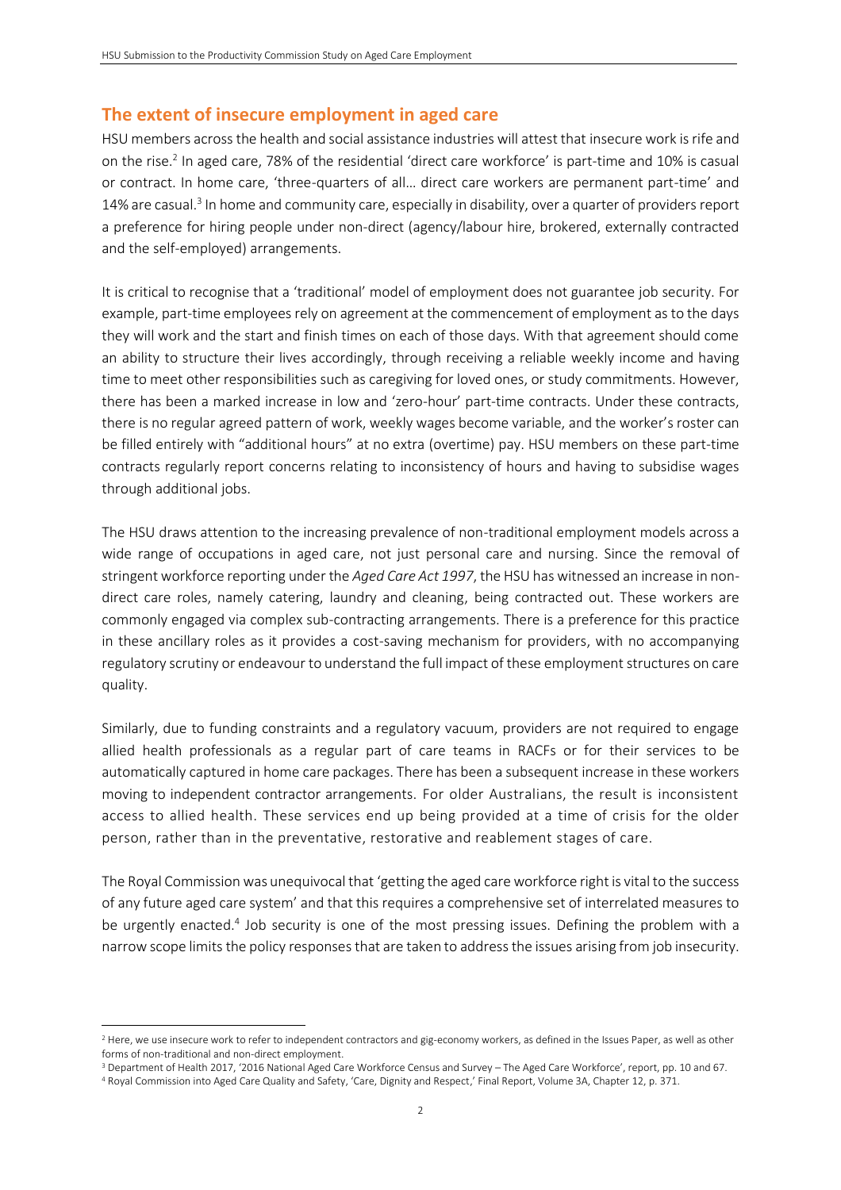## The extent of insecure employment in aged care

HSU members across the health and social assistance industries will attest that insecure work is rife and on the rise.[2] In aged care, 78% of the residential 'direct care workforce' is part-time and 10% is casual or contract. In home care, 'three-quarters of all… direct care workers are permanent part-time' and 14% are casual.[3] In home and community care, especially in disability, over a quarter of providers report a preference for hiring people under non-direct (agency/labour hire, brokered, externally contracted and the self-employed) arrangements.

It is critical to recognise that a 'traditional' model of employment does not guarantee job security. For example, part-time employees rely on agreement at the commencement of employment as to the days they will work and the start and finish times on each of those days. With that agreement should come an ability to structure their lives accordingly, through receiving a reliable weekly income and having time to meet other responsibilities such as caregiving for loved ones, or study commitments. However, there has been a marked increase in low and 'zero-hour' part-time contracts. Under these contracts, there is no regular agreed pattern of work, weekly wages become variable, and the worker's roster can be filled entirely with "additional hours" at no extra (overtime) pay. HSU members on these part-time contracts regularly report concerns relating to inconsistency of hours and having to subsidise wages through additional jobs.

The HSU draws attention to the increasing prevalence of non-traditional employment models across a wide range of occupations in aged care, not just personal care and nursing. Since the removal of stringent workforce reporting under the *Aged Care Act 1997*, the HSU has witnessed an increase in non-direct care roles, namely catering, laundry and cleaning, being contracted out. These workers are commonly engaged via complex sub-contracting arrangements. There is a preference for this practice in these ancillary roles as it provides a cost-saving mechanism for providers, with no accompanying regulatory scrutiny or endeavour to understand the full impact of these employment structures on care quality.

Similarly, due to funding constraints and a regulatory vacuum, providers are not required to engage allied health professionals as a regular part of care teams in RACFs or for their services to be automatically captured in home care packages. There has been a subsequent increase in these workers moving to independent contractor arrangements. For older Australians, the result is inconsistent access to allied health. These services end up being provided at a time of crisis for the older person, rather than in the preventative, restorative and reablement stages of care.

The Royal Commission was unequivocal that 'getting the aged care workforce right is vital to the success of any future aged care system' and that this requires a comprehensive set of interrelated measures to be urgently enacted.[4] Job security is one of the most pressing issues. Defining the problem with a narrow scope limits the policy responses that are taken to address the issues arising from job insecurity.

---

[2] Here, we use insecure work to refer to independent contractors and gig-economy workers, as defined in the Issues Paper, as well as other forms of non-traditional and non-direct employment.

[3] Department of Health 2017, '2016 National Aged Care Workforce Census and Survey – The Aged Care Workforce', report, pp. 10 and 67.

[4] Royal Commission into Aged Care Quality and Safety, 'Care, Dignity and Respect,' Final Report, Volume 3A, Chapter 12, p. 371.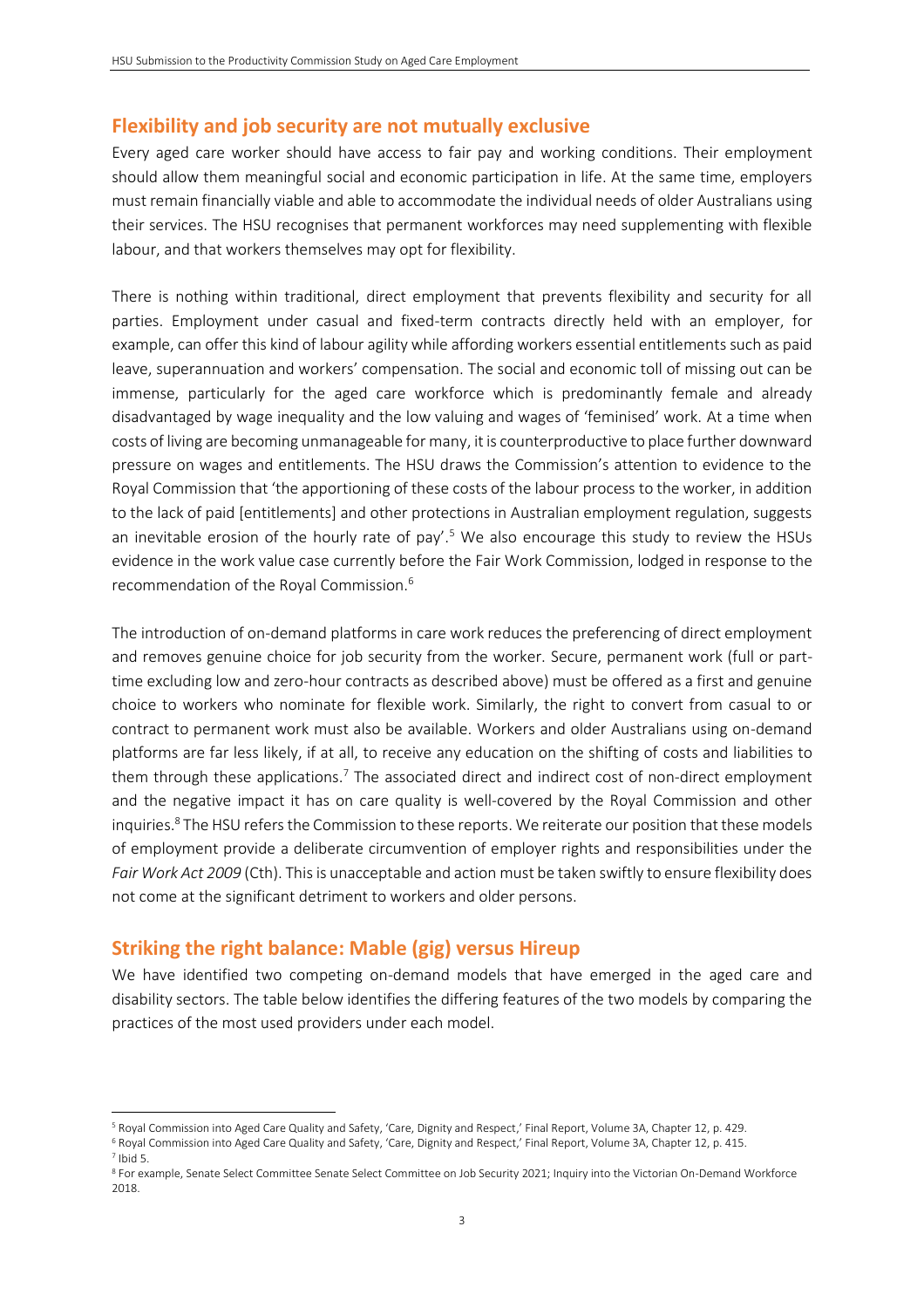## Flexibility and job security are not mutually exclusive

Every aged care worker should have access to fair pay and working conditions. Their employment should allow them meaningful social and economic participation in life. At the same time, employers must remain financially viable and able to accommodate the individual needs of older Australians using their services. The HSU recognises that permanent workforces may need supplementing with flexible labour, and that workers themselves may opt for flexibility.

There is nothing within traditional, direct employment that prevents flexibility and security for all parties. Employment under casual and fixed-term contracts directly held with an employer, for example, can offer this kind of labour agility while affording workers essential entitlements such as paid leave, superannuation and workers' compensation. The social and economic toll of missing out can be immense, particularly for the aged care workforce which is predominantly female and already disadvantaged by wage inequality and the low valuing and wages of 'feminised' work. At a time when costs of living are becoming unmanageable for many, it is counterproductive to place further downward pressure on wages and entitlements. The HSU draws the Commission's attention to evidence to the Royal Commission that 'the apportioning of these costs of the labour process to the worker, in addition to the lack of paid [entitlements] and other protections in Australian employment regulation, suggests an inevitable erosion of the hourly rate of pay'.[5] We also encourage this study to review the HSUs evidence in the work value case currently before the Fair Work Commission, lodged in response to the recommendation of the Royal Commission.[6]

The introduction of on-demand platforms in care work reduces the preferencing of direct employment and removes genuine choice for job security from the worker. Secure, permanent work (full or part-time excluding low and zero-hour contracts as described above) must be offered as a first and genuine choice to workers who nominate for flexible work. Similarly, the right to convert from casual to or contract to permanent work must also be available. Workers and older Australians using on-demand platforms are far less likely, if at all, to receive any education on the shifting of costs and liabilities to them through these applications.[7] The associated direct and indirect cost of non-direct employment and the negative impact it has on care quality is well-covered by the Royal Commission and other inquiries.[8] The HSU refers the Commission to these reports. We reiterate our position that these models of employment provide a deliberate circumvention of employer rights and responsibilities under the *Fair Work Act 2009* (Cth). This is unacceptable and action must be taken swiftly to ensure flexibility does not come at the significant detriment to workers and older persons.

## Striking the right balance: Mable (gig) versus Hireup

We have identified two competing on-demand models that have emerged in the aged care and disability sectors. The table below identifies the differing features of the two models by comparing the practices of the most used providers under each model.

---

[5] Royal Commission into Aged Care Quality and Safety, 'Care, Dignity and Respect,' Final Report, Volume 3A, Chapter 12, p. 429.

[6] Royal Commission into Aged Care Quality and Safety, 'Care, Dignity and Respect,' Final Report, Volume 3A, Chapter 12, p. 415.

[7] Ibid 5.

[8] For example, Senate Select Committee Senate Select Committee on Job Security 2021; Inquiry into the Victorian On-Demand Workforce 2018.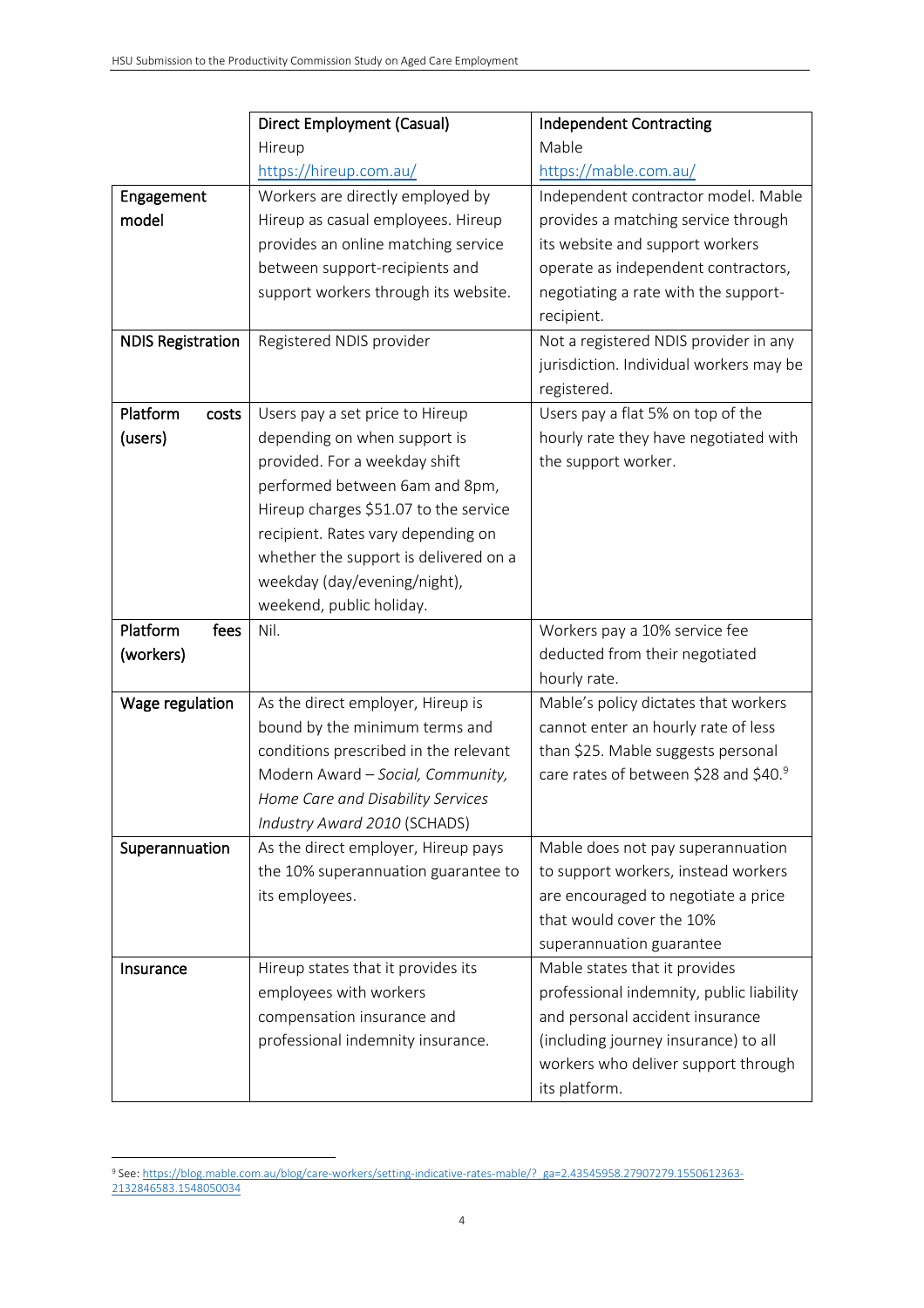| | Direct Employment (Casual)<br>Hireup<br>https://hireup.com.au/ | Independent Contracting<br>Mable<br>https://mable.com.au/ |
|---|---|---|
| **Engagement model** | Workers are directly employed by Hireup as casual employees. Hireup provides an online matching service between support-recipients and support workers through its website. | Independent contractor model. Mable provides a matching service through its website and support workers operate as independent contractors, negotiating a rate with the support-recipient. |
| **NDIS Registration** | Registered NDIS provider | Not a registered NDIS provider in any jurisdiction. Individual workers may be registered. |
| **Platform costs (users)** | Users pay a set price to Hireup depending on when support is provided. For a weekday shift performed between 6am and 8pm, Hireup charges $51.07 to the service recipient. Rates vary depending on whether the support is delivered on a weekday (day/evening/night), weekend, public holiday. | Users pay a flat 5% on top of the hourly rate they have negotiated with the support worker. |
| **Platform fees (workers)** | Nil. | Workers pay a 10% service fee deducted from their negotiated hourly rate. |
| **Wage regulation** | As the direct employer, Hireup is bound by the minimum terms and conditions prescribed in the relevant Modern Award – *Social, Community, Home Care and Disability Services Industry Award 2010* (SCHADS) | Mable's policy dictates that workers cannot enter an hourly rate of less than $25. Mable suggests personal care rates of between $28 and $40.[9] |
| **Superannuation** | As the direct employer, Hireup pays the 10% superannuation guarantee to its employees. | Mable does not pay superannuation to support workers, instead workers are encouraged to negotiate a price that would cover the 10% superannuation guarantee |
| **Insurance** | Hireup states that it provides its employees with workers compensation insurance and professional indemnity insurance. | Mable states that it provides professional indemnity, public liability and personal accident insurance (including journey insurance) to all workers who deliver support through its platform. |

[9] See: https://blog.mable.com.au/blog/care-workers/setting-indicative-rates-mable/?_ga=2.43545958.27907279.1550612363-2132846583.1548050034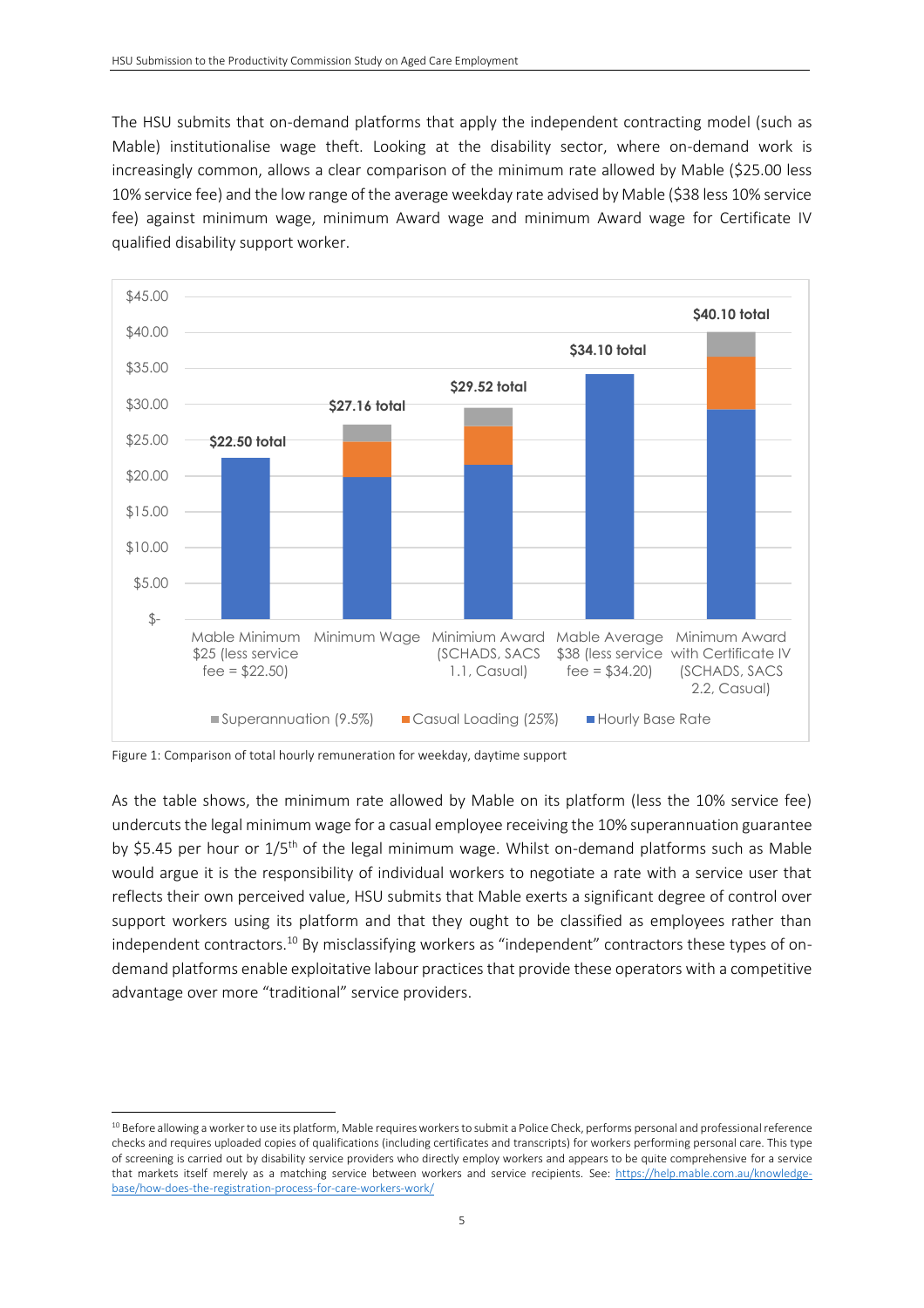The HSU submits that on-demand platforms that apply the independent contracting model (such as Mable) institutionalise wage theft. Looking at the disability sector, where on-demand work is increasingly common, allows a clear comparison of the minimum rate allowed by Mable ($25.00 less 10% service fee) and the low range of the average weekday rate advised by Mable ($38 less 10% service fee) against minimum wage, minimum Award wage and minimum Award wage for Certificate IV qualified disability support worker.

Figure 1: Comparison of total hourly remuneration for weekday, daytime support

As the table shows, the minimum rate allowed by Mable on its platform (less the 10% service fee) undercuts the legal minimum wage for a casual employee receiving the 10% superannuation guarantee by $5.45 per hour or 1/5th of the legal minimum wage. Whilst on-demand platforms such as Mable would argue it is the responsibility of individual workers to negotiate a rate with a service user that reflects their own perceived value, HSU submits that Mable exerts a significant degree of control over support workers using its platform and that they ought to be classified as employees rather than independent contractors.[10] By misclassifying workers as "independent" contractors these types of on-demand platforms enable exploitative labour practices that provide these operators with a competitive advantage over more "traditional" service providers.

---

[10] Before allowing a worker to use its platform, Mable requires workers to submit a Police Check, performs personal and professional reference checks and requires uploaded copies of qualifications (including certificates and transcripts) for workers performing personal care. This type of screening is carried out by disability service providers who directly employ workers and appears to be quite comprehensive for a service that markets itself merely as a matching service between workers and service recipients. See: https://help.mable.com.au/knowledge-base/how-does-the-registration-process-for-care-workers-work/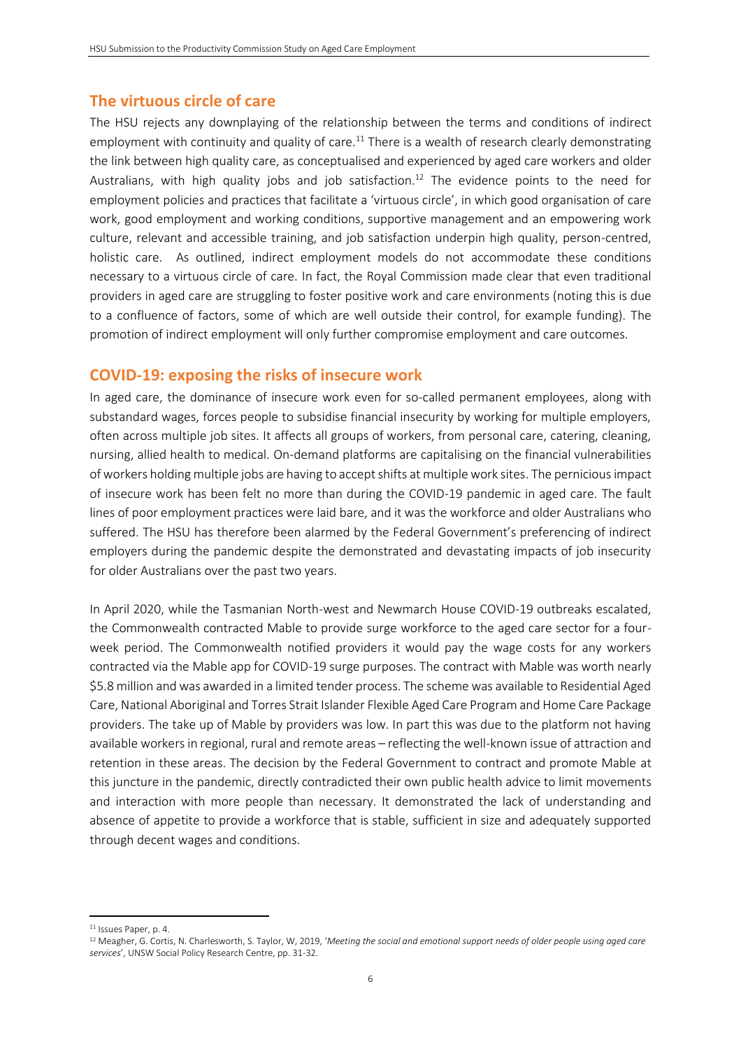## The virtuous circle of care

The HSU rejects any downplaying of the relationship between the terms and conditions of indirect employment with continuity and quality of care.[11] There is a wealth of research clearly demonstrating the link between high quality care, as conceptualised and experienced by aged care workers and older Australians, with high quality jobs and job satisfaction.[12] The evidence points to the need for employment policies and practices that facilitate a 'virtuous circle', in which good organisation of care work, good employment and working conditions, supportive management and an empowering work culture, relevant and accessible training, and job satisfaction underpin high quality, person-centred, holistic care. As outlined, indirect employment models do not accommodate these conditions necessary to a virtuous circle of care. In fact, the Royal Commission made clear that even traditional providers in aged care are struggling to foster positive work and care environments (noting this is due to a confluence of factors, some of which are well outside their control, for example funding). The promotion of indirect employment will only further compromise employment and care outcomes.

## COVID-19: exposing the risks of insecure work

In aged care, the dominance of insecure work even for so-called permanent employees, along with substandard wages, forces people to subsidise financial insecurity by working for multiple employers, often across multiple job sites. It affects all groups of workers, from personal care, catering, cleaning, nursing, allied health to medical. On-demand platforms are capitalising on the financial vulnerabilities of workers holding multiple jobs are having to accept shifts at multiple work sites. The pernicious impact of insecure work has been felt no more than during the COVID-19 pandemic in aged care. The fault lines of poor employment practices were laid bare, and it was the workforce and older Australians who suffered. The HSU has therefore been alarmed by the Federal Government's preferencing of indirect employers during the pandemic despite the demonstrated and devastating impacts of job insecurity for older Australians over the past two years.

In April 2020, while the Tasmanian North-west and Newmarch House COVID-19 outbreaks escalated, the Commonwealth contracted Mable to provide surge workforce to the aged care sector for a four-week period. The Commonwealth notified providers it would pay the wage costs for any workers contracted via the Mable app for COVID-19 surge purposes. The contract with Mable was worth nearly $5.8 million and was awarded in a limited tender process. The scheme was available to Residential Aged Care, National Aboriginal and Torres Strait Islander Flexible Aged Care Program and Home Care Package providers. The take up of Mable by providers was low. In part this was due to the platform not having available workers in regional, rural and remote areas – reflecting the well-known issue of attraction and retention in these areas. The decision by the Federal Government to contract and promote Mable at this juncture in the pandemic, directly contradicted their own public health advice to limit movements and interaction with more people than necessary. It demonstrated the lack of understanding and absence of appetite to provide a workforce that is stable, sufficient in size and adequately supported through decent wages and conditions.

---

[11] Issues Paper, p. 4.

[12] Meagher, G. Cortis, N. Charlesworth, S. Taylor, W, 2019, '*Meeting the social and emotional support needs of older people using aged care services*', UNSW Social Policy Research Centre, pp. 31-32.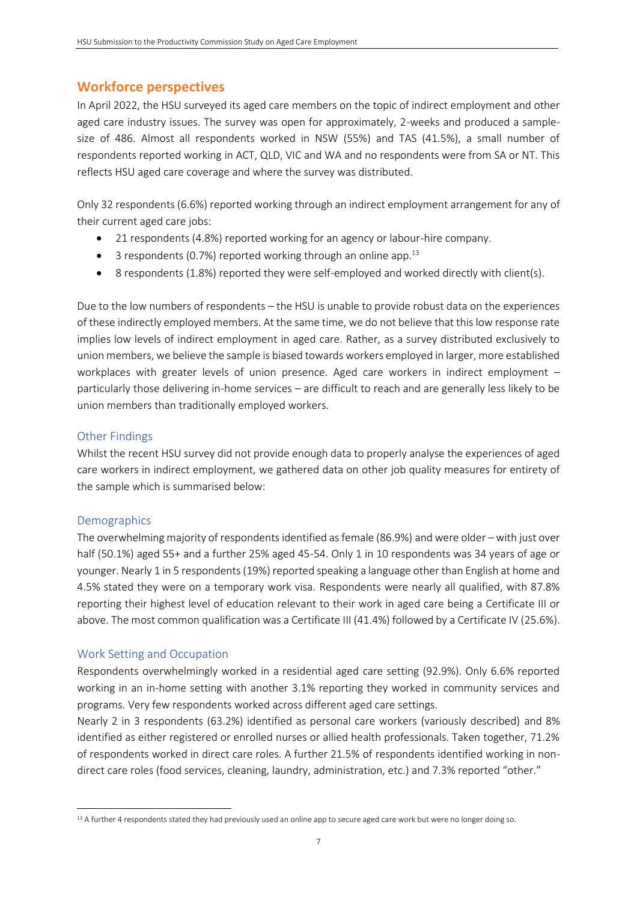## Workforce perspectives

In April 2022, the HSU surveyed its aged care members on the topic of indirect employment and other aged care industry issues. The survey was open for approximately, 2-weeks and produced a sample-size of 486. Almost all respondents worked in NSW (55%) and TAS (41.5%), a small number of respondents reported working in ACT, QLD, VIC and WA and no respondents were from SA or NT. This reflects HSU aged care coverage and where the survey was distributed.

Only 32 respondents (6.6%) reported working through an indirect employment arrangement for any of their current aged care jobs:

- 21 respondents (4.8%) reported working for an agency or labour-hire company.
- 3 respondents (0.7%) reported working through an online app.[13]
- 8 respondents (1.8%) reported they were self-employed and worked directly with client(s).

Due to the low numbers of respondents – the HSU is unable to provide robust data on the experiences of these indirectly employed members. At the same time, we do not believe that this low response rate implies low levels of indirect employment in aged care. Rather, as a survey distributed exclusively to union members, we believe the sample is biased towards workers employed in larger, more established workplaces with greater levels of union presence. Aged care workers in indirect employment – particularly those delivering in-home services – are difficult to reach and are generally less likely to be union members than traditionally employed workers.

### Other Findings

Whilst the recent HSU survey did not provide enough data to properly analyse the experiences of aged care workers in indirect employment, we gathered data on other job quality measures for entirety of the sample which is summarised below:

### Demographics

The overwhelming majority of respondents identified as female (86.9%) and were older – with just over half (50.1%) aged 55+ and a further 25% aged 45-54. Only 1 in 10 respondents was 34 years of age or younger. Nearly 1 in 5 respondents (19%) reported speaking a language other than English at home and 4.5% stated they were on a temporary work visa. Respondents were nearly all qualified, with 87.8% reporting their highest level of education relevant to their work in aged care being a Certificate III or above. The most common qualification was a Certificate III (41.4%) followed by a Certificate IV (25.6%).

### Work Setting and Occupation

Respondents overwhelmingly worked in a residential aged care setting (92.9%). Only 6.6% reported working in an in-home setting with another 3.1% reporting they worked in community services and programs. Very few respondents worked across different aged care settings.

Nearly 2 in 3 respondents (63.2%) identified as personal care workers (variously described) and 8% identified as either registered or enrolled nurses or allied health professionals. Taken together, 71.2% of respondents worked in direct care roles. A further 21.5% of respondents identified working in non-direct care roles (food services, cleaning, laundry, administration, etc.) and 7.3% reported "other."

[13] A further 4 respondents stated they had previously used an online app to secure aged care work but were no longer doing so.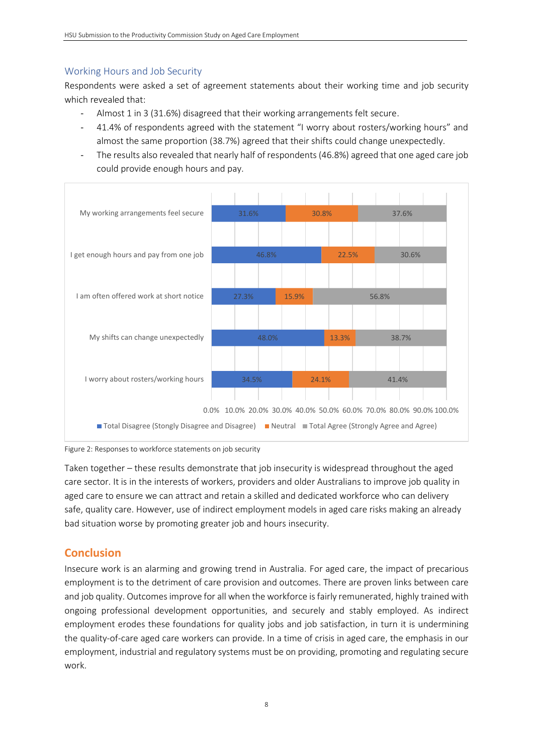## Working Hours and Job Security

Respondents were asked a set of agreement statements about their working time and job security which revealed that:

- Almost 1 in 3 (31.6%) disagreed that their working arrangements felt secure.
- 41.4% of respondents agreed with the statement "I worry about rosters/working hours" and almost the same proportion (38.7%) agreed that their shifts could change unexpectedly.
- The results also revealed that nearly half of respondents (46.8%) agreed that one aged care job could provide enough hours and pay.

| Statement | Total Disagree (Stongly Disagree and Disagree) | Neutral | Total Agree (Strongly Agree and Agree) |
|---|---|---|---|
| My working arrangements feel secure | 31.6% | 30.8% | 37.6% |
| I get enough hours and pay from one job | 46.8% | 22.5% | 30.6% |
| I am often offered work at short notice | 27.3% | 15.9% | 56.8% |
| My shifts can change unexpectedly | 48.0% | 13.3% | 38.7% |
| I worry about rosters/working hours | 34.5% | 24.1% | 41.4% |

Figure 2: Responses to workforce statements on job security

Taken together – these results demonstrate that job insecurity is widespread throughout the aged care sector. It is in the interests of workers, providers and older Australians to improve job quality in aged care to ensure we can attract and retain a skilled and dedicated workforce who can delivery safe, quality care. However, use of indirect employment models in aged care risks making an already bad situation worse by promoting greater job and hours insecurity.

# Conclusion

Insecure work is an alarming and growing trend in Australia. For aged care, the impact of precarious employment is to the detriment of care provision and outcomes. There are proven links between care and job quality. Outcomes improve for all when the workforce is fairly remunerated, highly trained with ongoing professional development opportunities, and securely and stably employed. As indirect employment erodes these foundations for quality jobs and job satisfaction, in turn it is undermining the quality-of-care aged care workers can provide. In a time of crisis in aged care, the emphasis in our employment, industrial and regulatory systems must be on providing, promoting and regulating secure work.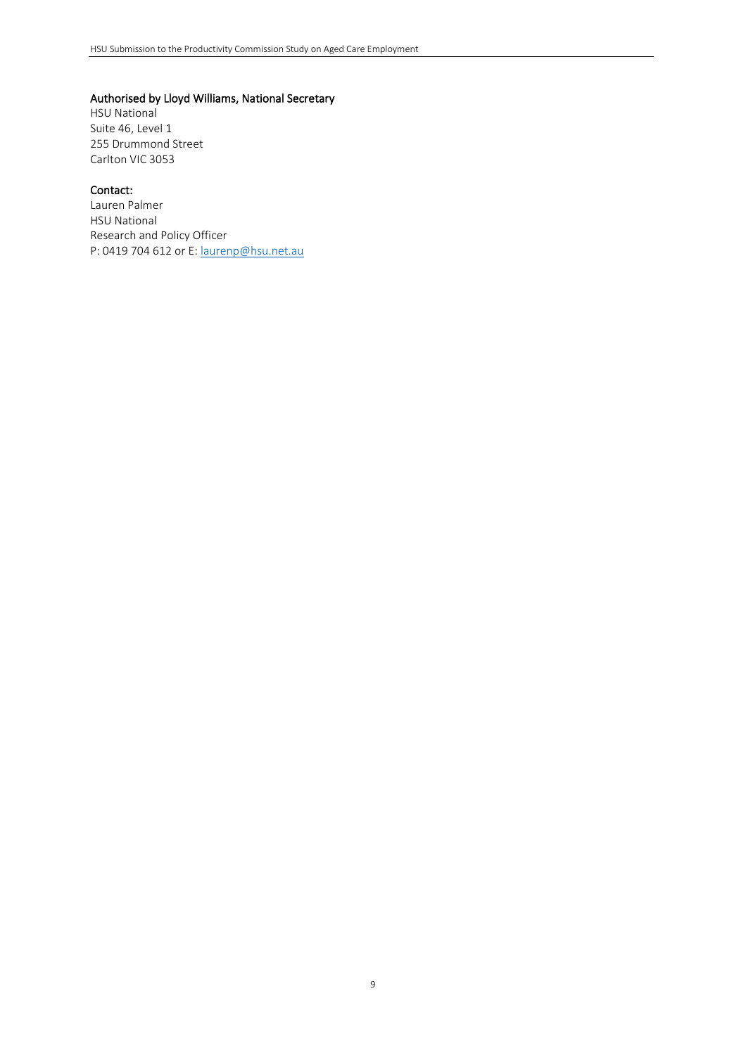**Authorised by Lloyd Williams, National Secretary**
HSU National
Suite 46, Level 1
255 Drummond Street
Carlton VIC 3053

**Contact:**
Lauren Palmer
HSU National
Research and Policy Officer
P: 0419 704 612 or E: laurenp@hsu.net.au